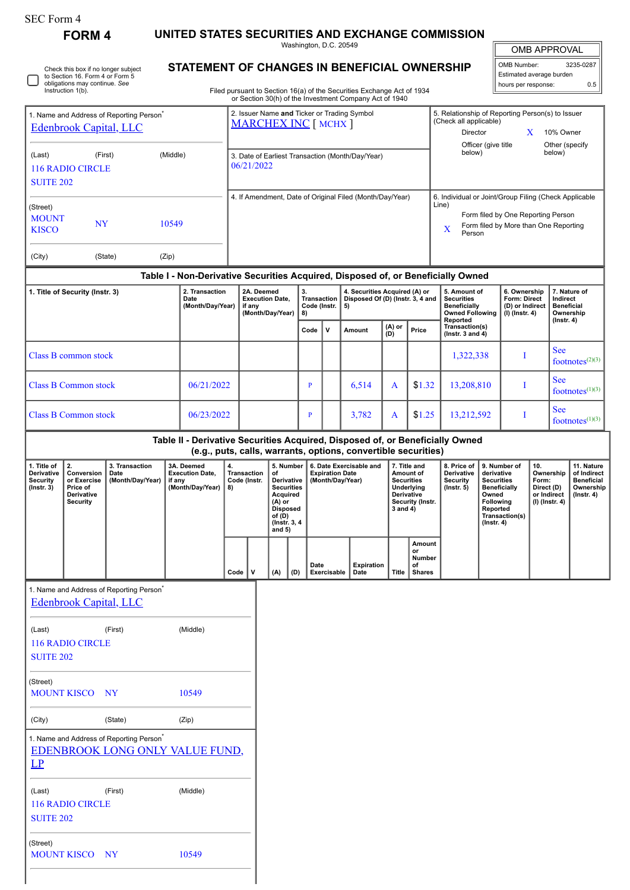SEC Form 4

**FORM 4**

# UNITED STATES SECURITIES AND EXCHANGE COMMISSION

Washington, D.C. 20549

## STATEMENT OF CHANGES IN BENEFICIAL OWNERSHIP

Filed pursuant to Section 16(a) of the Securities Exchange Act of 1934 or Section 30(h) of the Investment Company Act of 1940

| OMB APPROVAL | |
|---|---|
| OMB Number: | 3235-0287 |
| Estimated average burden | |
| hours per response: | 0.5 |

☐ Check this box if no longer subject to Section 16. Form 4 or Form 5 obligations may continue. *See* Instruction 1(b).

1. Name and Address of Reporting Person*
Edenbrook Capital, LLC

(Last) (First) (Middle)
116 RADIO CIRCLE
SUITE 202

(Street)
MOUNT KISCO NY 10549

(City) (State) (Zip)

2. Issuer Name **and** Ticker or Trading Symbol
MARCHEX INC [ MCHX ]

3. Date of Earliest Transaction (Month/Day/Year)
06/21/2022

4. If Amendment, Date of Original Filed (Month/Day/Year)

5. Relationship of Reporting Person(s) to Issuer (Check all applicable)
Director
X 10% Owner
Officer (give title below)
Other (specify below)

6. Individual or Joint/Group Filing (Check Applicable Line)
Form filed by One Reporting Person
X Form filed by More than One Reporting Person

### Table I - Non-Derivative Securities Acquired, Disposed of, or Beneficially Owned

| 1. Title of Security (Instr. 3) | 2. Transaction Date (Month/Day/Year) | 2A. Deemed Execution Date, if any (Month/Day/Year) | 3. Transaction Code (Instr. 8) | | 4. Securities Acquired (A) or Disposed Of (D) (Instr. 3, 4 and 5) | | | 5. Amount of Securities Beneficially Owned Following Reported Transaction(s) (Instr. 3 and 4) | 6. Ownership Form: Direct (D) or Indirect (I) (Instr. 4) | 7. Nature of Indirect Beneficial Ownership (Instr. 4) |
|---|---|---|---|---|---|---|---|---|---|---|
| | | | Code | V | Amount | (A) or (D) | Price | | | |
| Class B common stock | | | | | | | | 1,322,338 | I | See footnotes[(2)(3)] |
| Class B Common stock | 06/21/2022 | | P | | 6,514 | A | $1.32 | 13,208,810 | I | See footnotes[(1)(3)] |
| Class B Common stock | 06/23/2022 | | P | | 3,782 | A | $1.25 | 13,212,592 | I | See footnotes[(1)(3)] |

### Table II - Derivative Securities Acquired, Disposed of, or Beneficially Owned (e.g., puts, calls, warrants, options, convertible securities)

| 1. Title of Derivative Security (Instr. 3) | 2. Conversion or Exercise Price of Derivative Security | 3. Transaction Date (Month/Day/Year) | 3A. Deemed Execution Date, if any (Month/Day/Year) | 4. Transaction Code (Instr. 8) | | 5. Number of Derivative Securities Acquired (A) or Disposed of (D) (Instr. 3, 4 and 5) | | 6. Date Exercisable and Expiration Date (Month/Day/Year) | | 7. Title and Amount of Securities Underlying Derivative Security (Instr. 3 and 4) | | 8. Price of Derivative Security (Instr. 5) | 9. Number of derivative Securities Beneficially Owned Following Reported Transaction(s) (Instr. 4) | 10. Ownership Form: Direct (D) or Indirect (I) (Instr. 4) | 11. Nature of Indirect Beneficial Ownership (Instr. 4) |
|---|---|---|---|---|---|---|---|---|---|---|---|---|---|---|---|
| | | | | Code | V | (A) | (D) | Date Exercisable | Expiration Date | Title | Amount or Number of Shares | | | | |

1. Name and Address of Reporting Person*
Edenbrook Capital, LLC

(Last) (First) (Middle)
116 RADIO CIRCLE
SUITE 202

(Street)
MOUNT KISCO NY 10549

(City) (State) (Zip)

1. Name and Address of Reporting Person*
EDENBROOK LONG ONLY VALUE FUND, LP

(Last) (First) (Middle)
116 RADIO CIRCLE
SUITE 202

(Street)
MOUNT KISCO NY 10549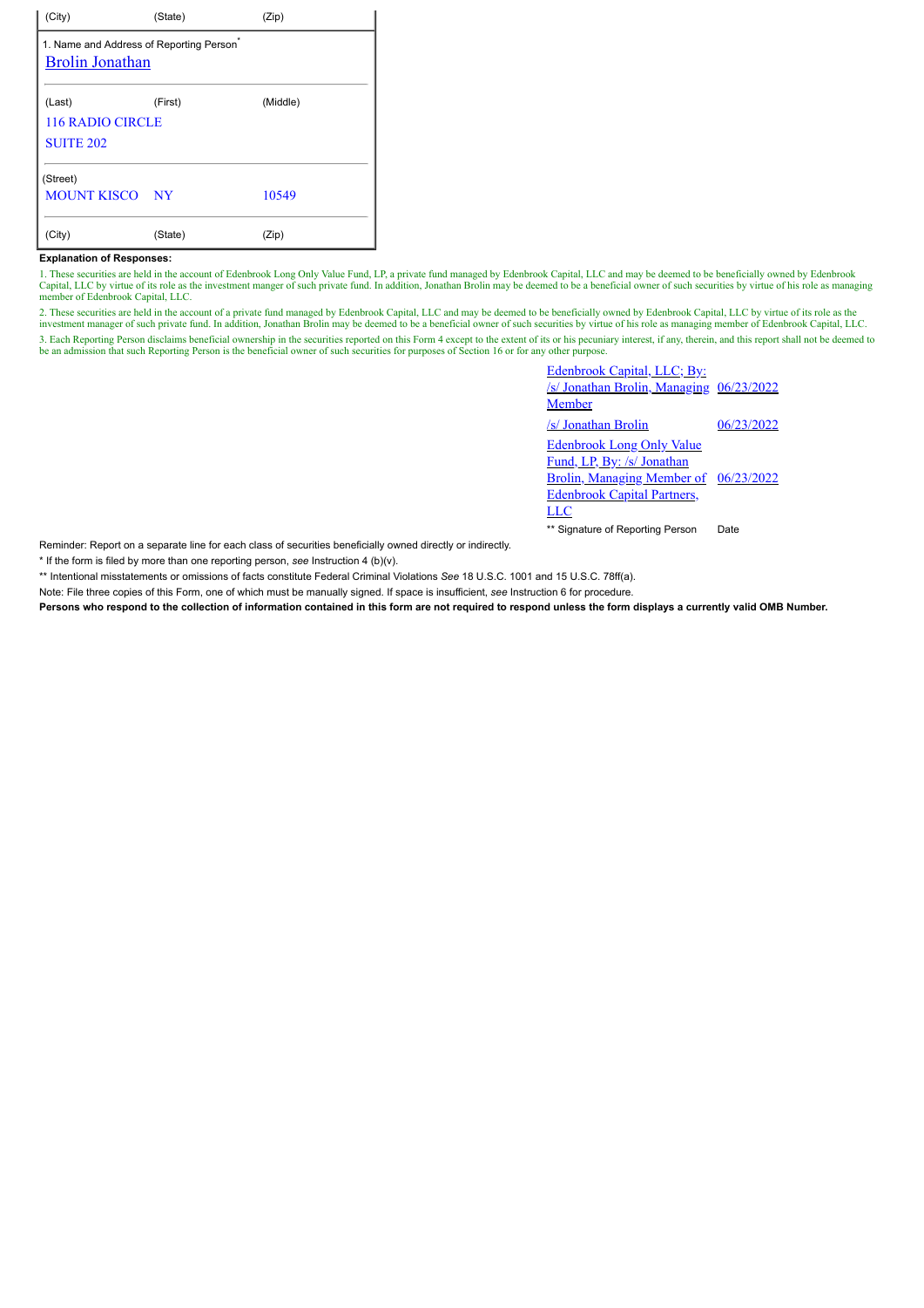| (City) | (State) | (Zip) |
|---|---|---|

| 1. Name and Address of Reporting Person* | | |
|---|---|---|
| Brolin Jonathan | | |
| (Last) | (First) | (Middle) |
| 116 RADIO CIRCLE | | |
| SUITE 202 | | |
| (Street) | | |
| MOUNT KISCO | NY | 10549 |
| (City) | (State) | (Zip) |

**Explanation of Responses:**

1. These securities are held in the account of Edenbrook Long Only Value Fund, LP, a private fund managed by Edenbrook Capital, LLC and may be deemed to be beneficially owned by Edenbrook Capital, LLC by virtue of its role as the investment manger of such private fund. In addition, Jonathan Brolin may be deemed to be a beneficial owner of such securities by virtue of his role as managing member of Edenbrook Capital, LLC.

2. These securities are held in the account of a private fund managed by Edenbrook Capital, LLC and may be deemed to be beneficially owned by Edenbrook Capital, LLC by virtue of its role as the investment manager of such private fund. In addition, Jonathan Brolin may be deemed to be a beneficial owner of such securities by virtue of his role as managing member of Edenbrook Capital, LLC.

3. Each Reporting Person disclaims beneficial ownership in the securities reported on this Form 4 except to the extent of its or his pecuniary interest, if any, therein, and this report shall not be deemed to be an admission that such Reporting Person is the beneficial owner of such securities for purposes of Section 16 or for any other purpose.

| | |
|---|---|
| Edenbrook Capital, LLC; By: /s/ Jonathan Brolin, Managing Member | 06/23/2022 |
| /s/ Jonathan Brolin | 06/23/2022 |
| Edenbrook Long Only Value Fund, LP, By: /s/ Jonathan Brolin, Managing Member of Edenbrook Capital Partners, LLC | 06/23/2022 |
| ** Signature of Reporting Person | Date |

Reminder: Report on a separate line for each class of securities beneficially owned directly or indirectly.

* If the form is filed by more than one reporting person, *see* Instruction 4 (b)(v).

** Intentional misstatements or omissions of facts constitute Federal Criminal Violations *See* 18 U.S.C. 1001 and 15 U.S.C. 78ff(a).

Note: File three copies of this Form, one of which must be manually signed. If space is insufficient, *see* Instruction 6 for procedure.

**Persons who respond to the collection of information contained in this form are not required to respond unless the form displays a currently valid OMB Number.**